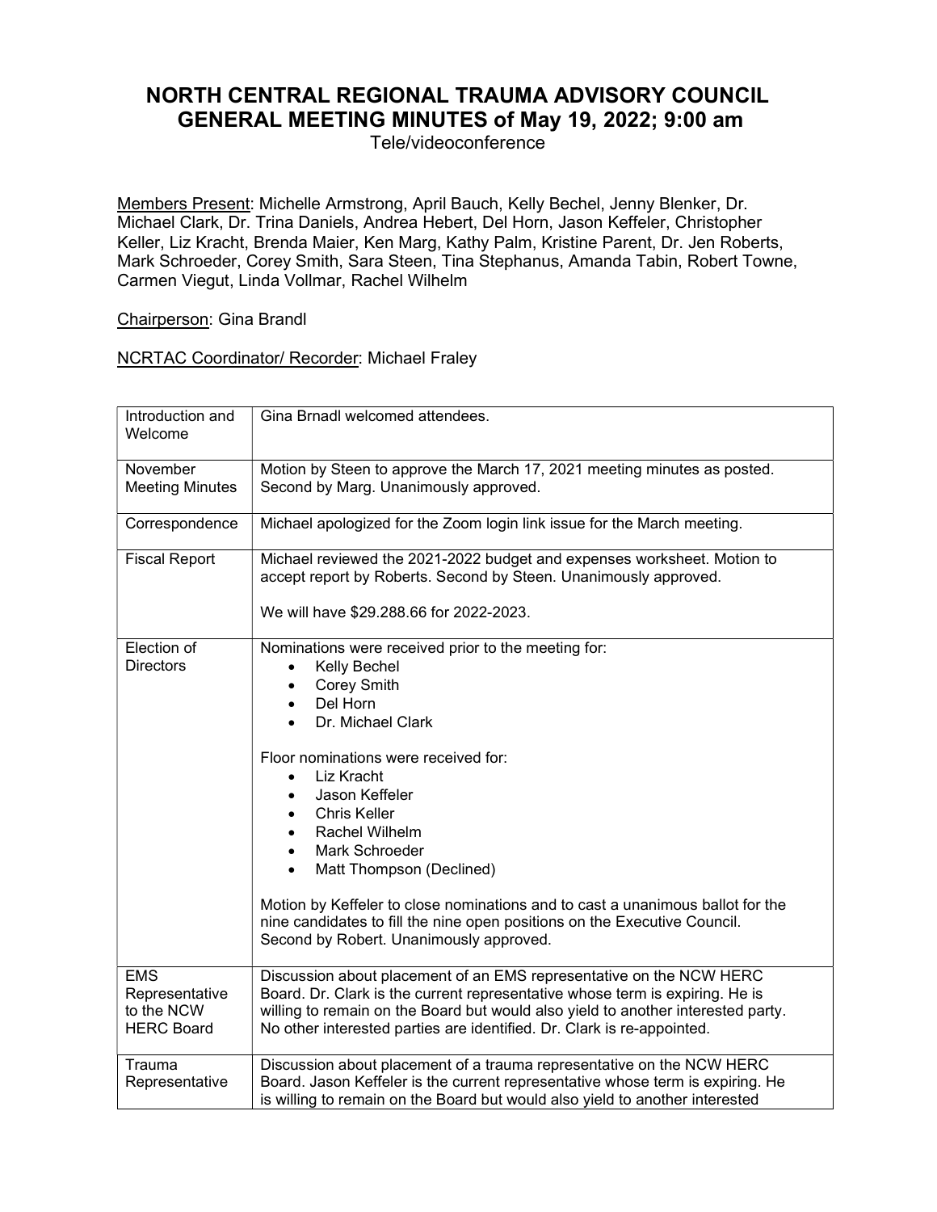# NORTH CENTRAL REGIONAL TRAUMA ADVISORY COUNCIL GENERAL MEETING MINUTES of May 19, 2022; 9:00 am

Tele/videoconference

Members Present: Michelle Armstrong, April Bauch, Kelly Bechel, Jenny Blenker, Dr. Michael Clark, Dr. Trina Daniels, Andrea Hebert, Del Horn, Jason Keffeler, Christopher Keller, Liz Kracht, Brenda Maier, Ken Marg, Kathy Palm, Kristine Parent, Dr. Jen Roberts, Mark Schroeder, Corey Smith, Sara Steen, Tina Stephanus, Amanda Tabin, Robert Towne, Carmen Viegut, Linda Vollmar, Rachel Wilhelm

Chairperson: Gina Brandl

NCRTAC Coordinator/ Recorder: Michael Fraley

| | |
|---|---|
| Introduction and Welcome | Gina Brnadl welcomed attendees. |
| November Meeting Minutes | Motion by Steen to approve the March 17, 2021 meeting minutes as posted. Second by Marg. Unanimously approved. |
| Correspondence | Michael apologized for the Zoom login link issue for the March meeting. |
| Fiscal Report | Michael reviewed the 2021-2022 budget and expenses worksheet. Motion to accept report by Roberts. Second by Steen. Unanimously approved.<br><br>We will have $29.288.66 for 2022-2023. |
| Election of Directors | Nominations were received prior to the meeting for:<br>• Kelly Bechel<br>• Corey Smith<br>• Del Horn<br>• Dr. Michael Clark<br><br>Floor nominations were received for:<br>• Liz Kracht<br>• Jason Keffeler<br>• Chris Keller<br>• Rachel Wilhelm<br>• Mark Schroeder<br>• Matt Thompson (Declined)<br><br>Motion by Keffeler to close nominations and to cast a unanimous ballot for the nine candidates to fill the nine open positions on the Executive Council. Second by Robert. Unanimously approved. |
| EMS Representative to the NCW HERC Board | Discussion about placement of an EMS representative on the NCW HERC Board. Dr. Clark is the current representative whose term is expiring. He is willing to remain on the Board but would also yield to another interested party. No other interested parties are identified. Dr. Clark is re-appointed. |
| Trauma Representative | Discussion about placement of a trauma representative on the NCW HERC Board. Jason Keffeler is the current representative whose term is expiring. He is willing to remain on the Board but would also yield to another interested |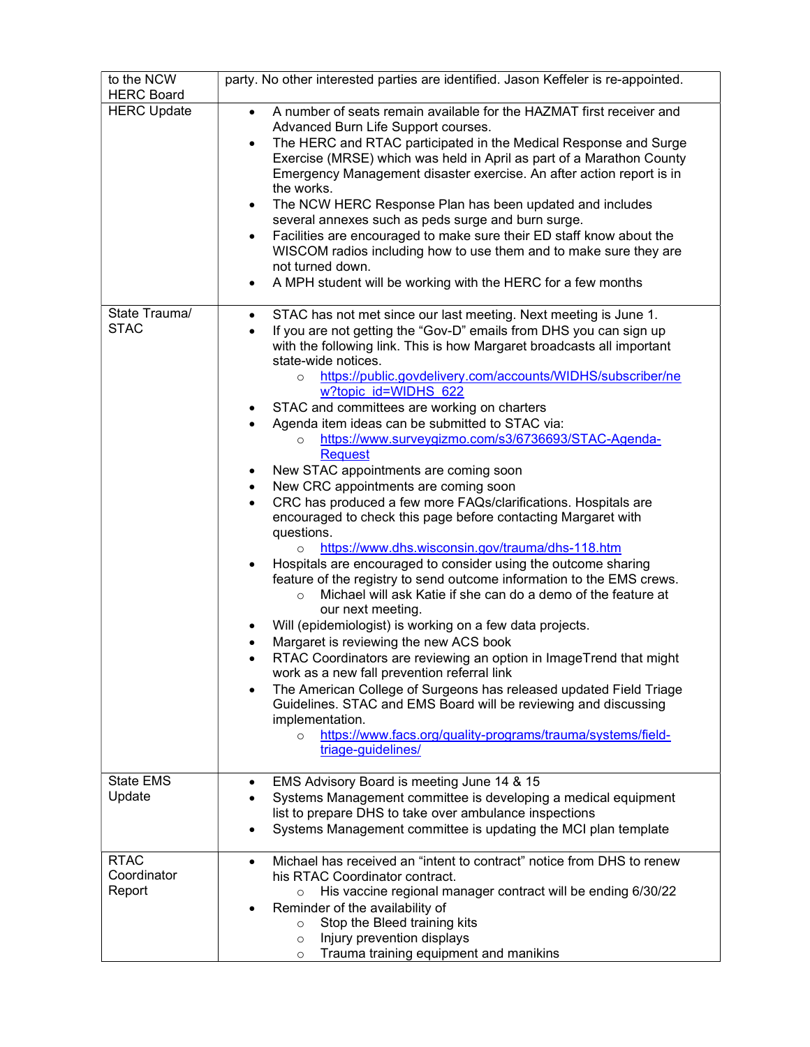| | |
|---|---|
| to the NCW HERC Board | party. No other interested parties are identified. Jason Keffeler is re-appointed. |
| HERC Update | • A number of seats remain available for the HAZMAT first receiver and Advanced Burn Life Support courses.<br>• The HERC and RTAC participated in the Medical Response and Surge Exercise (MRSE) which was held in April as part of a Marathon County Emergency Management disaster exercise. An after action report is in the works.<br>• The NCW HERC Response Plan has been updated and includes several annexes such as peds surge and burn surge.<br>• Facilities are encouraged to make sure their ED staff know about the WISCOM radios including how to use them and to make sure they are not turned down.<br>• A MPH student will be working with the HERC for a few months |
| State Trauma/ STAC | • STAC has not met since our last meeting. Next meeting is June 1.<br>• If you are not getting the "Gov-D" emails from DHS you can sign up with the following link. This is how Margaret broadcasts all important state-wide notices.<br>&nbsp;&nbsp;&nbsp;&nbsp;○ https://public.govdelivery.com/accounts/WIDHS/subscriber/new?topic_id=WIDHS_622<br>• STAC and committees are working on charters<br>• Agenda item ideas can be submitted to STAC via:<br>&nbsp;&nbsp;&nbsp;&nbsp;○ https://www.surveygizmo.com/s3/6736693/STAC-Agenda-Request<br>• New STAC appointments are coming soon<br>• New CRC appointments are coming soon<br>• CRC has produced a few more FAQs/clarifications. Hospitals are encouraged to check this page before contacting Margaret with questions.<br>&nbsp;&nbsp;&nbsp;&nbsp;○ https://www.dhs.wisconsin.gov/trauma/dhs-118.htm<br>• Hospitals are encouraged to consider using the outcome sharing feature of the registry to send outcome information to the EMS crews.<br>&nbsp;&nbsp;&nbsp;&nbsp;○ Michael will ask Katie if she can do a demo of the feature at our next meeting.<br>• Will (epidemiologist) is working on a few data projects.<br>• Margaret is reviewing the new ACS book<br>• RTAC Coordinators are reviewing an option in ImageTrend that might work as a new fall prevention referral link<br>• The American College of Surgeons has released updated Field Triage Guidelines. STAC and EMS Board will be reviewing and discussing implementation.<br>&nbsp;&nbsp;&nbsp;&nbsp;○ https://www.facs.org/quality-programs/trauma/systems/field-triage-guidelines/ |
| State EMS Update | • EMS Advisory Board is meeting June 14 & 15<br>• Systems Management committee is developing a medical equipment list to prepare DHS to take over ambulance inspections<br>• Systems Management committee is updating the MCI plan template |
| RTAC Coordinator Report | • Michael has received an "intent to contract" notice from DHS to renew his RTAC Coordinator contract.<br>&nbsp;&nbsp;&nbsp;&nbsp;○ His vaccine regional manager contract will be ending 6/30/22<br>• Reminder of the availability of<br>&nbsp;&nbsp;&nbsp;&nbsp;○ Stop the Bleed training kits<br>&nbsp;&nbsp;&nbsp;&nbsp;○ Injury prevention displays<br>&nbsp;&nbsp;&nbsp;&nbsp;○ Trauma training equipment and manikins |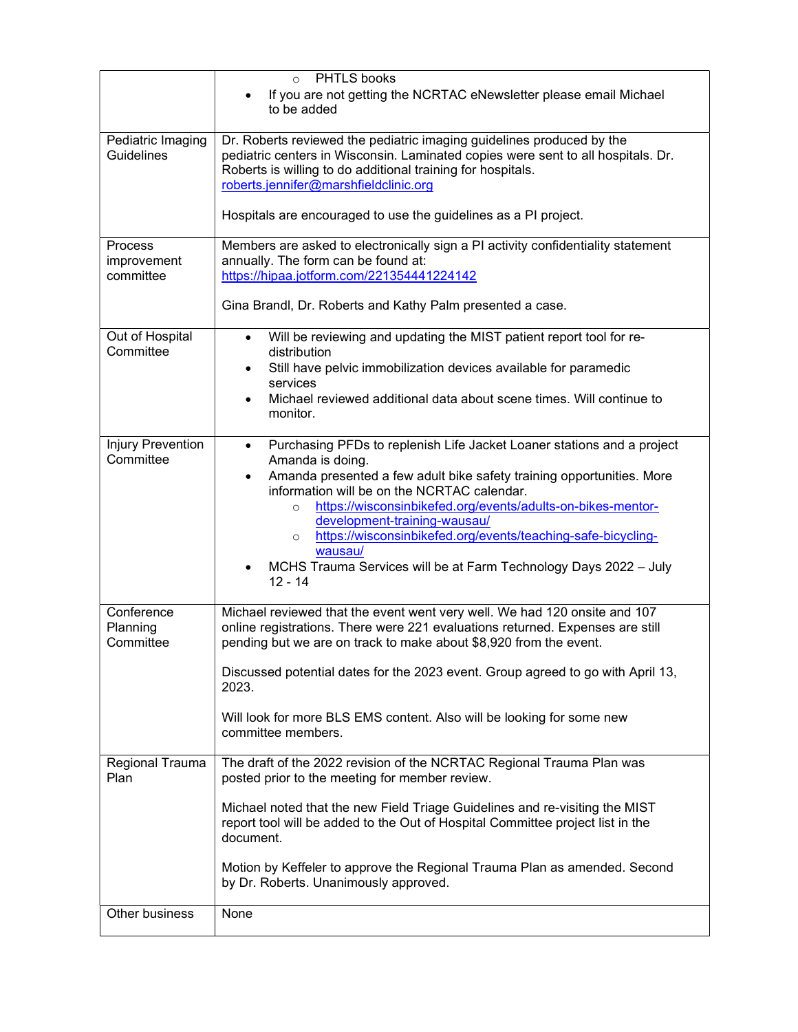| | |
|---|---|
| | ◦ PHTLS books<br>• If you are not getting the NCRTAC eNewsletter please email Michael to be added |
| Pediatric Imaging Guidelines | Dr. Roberts reviewed the pediatric imaging guidelines produced by the pediatric centers in Wisconsin. Laminated copies were sent to all hospitals. Dr. Roberts is willing to do additional training for hospitals. roberts.jennifer@marshfieldclinic.org<br><br>Hospitals are encouraged to use the guidelines as a PI project. |
| Process improvement committee | Members are asked to electronically sign a PI activity confidentiality statement annually. The form can be found at: https://hipaa.jotform.com/221354441224142<br><br>Gina Brandl, Dr. Roberts and Kathy Palm presented a case. |
| Out of Hospital Committee | • Will be reviewing and updating the MIST patient report tool for re-distribution<br>• Still have pelvic immobilization devices available for paramedic services<br>• Michael reviewed additional data about scene times. Will continue to monitor. |
| Injury Prevention Committee | • Purchasing PFDs to replenish Life Jacket Loaner stations and a project Amanda is doing.<br>• Amanda presented a few adult bike safety training opportunities. More information will be on the NCRTAC calendar.<br>◦ https://wisconsinbikefed.org/events/adults-on-bikes-mentor-development-training-wausau/<br>◦ https://wisconsinbikefed.org/events/teaching-safe-bicycling-wausau/<br>• MCHS Trauma Services will be at Farm Technology Days 2022 – July 12 - 14 |
| Conference Planning Committee | Michael reviewed that the event went very well. We had 120 onsite and 107 online registrations. There were 221 evaluations returned. Expenses are still pending but we are on track to make about $8,920 from the event.<br><br>Discussed potential dates for the 2023 event. Group agreed to go with April 13, 2023.<br><br>Will look for more BLS EMS content. Also will be looking for some new committee members. |
| Regional Trauma Plan | The draft of the 2022 revision of the NCRTAC Regional Trauma Plan was posted prior to the meeting for member review.<br><br>Michael noted that the new Field Triage Guidelines and re-visiting the MIST report tool will be added to the Out of Hospital Committee project list in the document.<br><br>Motion by Keffeler to approve the Regional Trauma Plan as amended. Second by Dr. Roberts. Unanimously approved. |
| Other business | None |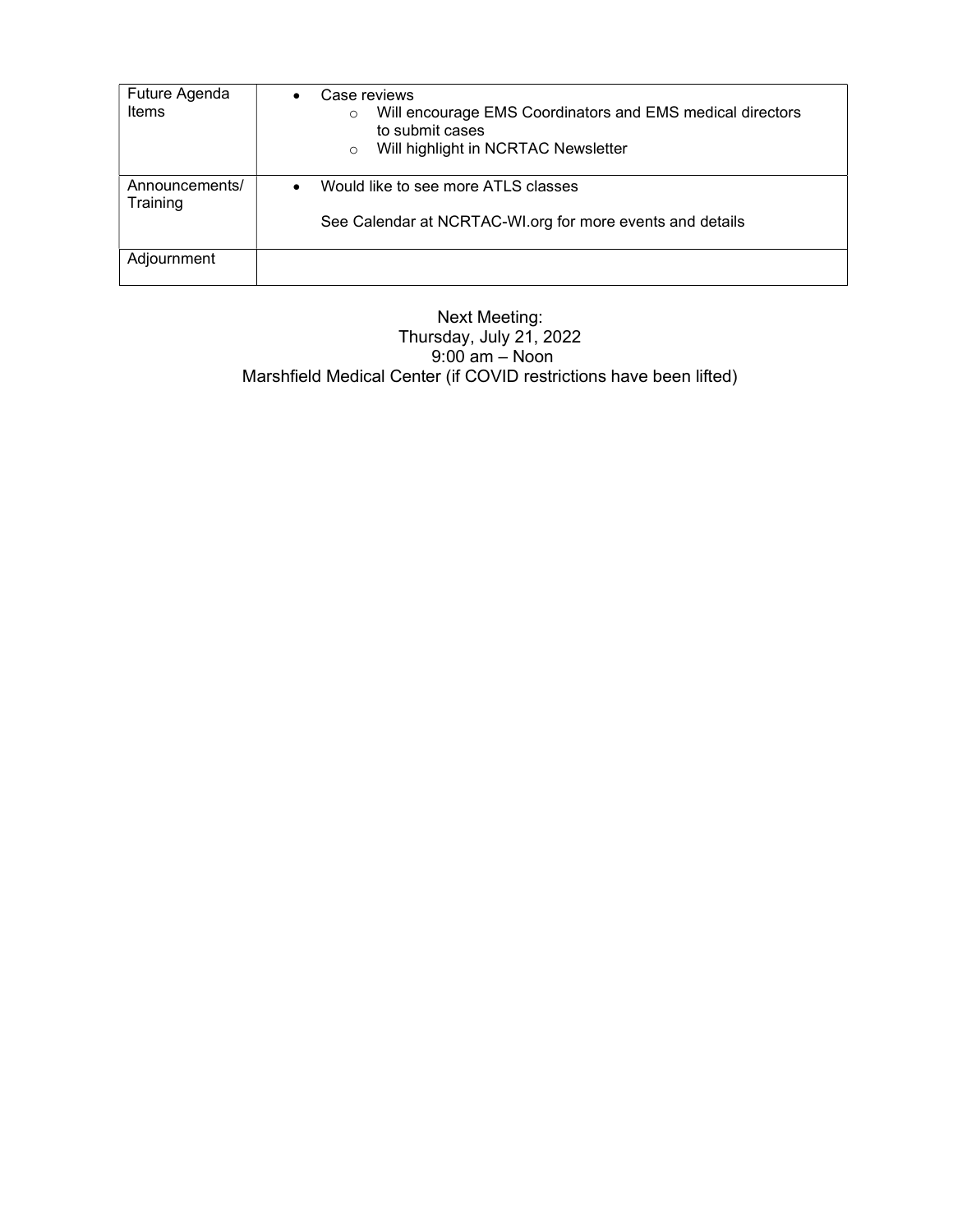| | |
|---|---|
| Future Agenda Items | • Case reviews<br>  ○ Will encourage EMS Coordinators and EMS medical directors to submit cases<br>  ○ Will highlight in NCRTAC Newsletter |
| Announcements/ Training | • Would like to see more ATLS classes<br><br>See Calendar at NCRTAC-WI.org for more events and details |
| Adjournment | |

Next Meeting:
Thursday, July 21, 2022
9:00 am – Noon
Marshfield Medical Center (if COVID restrictions have been lifted)